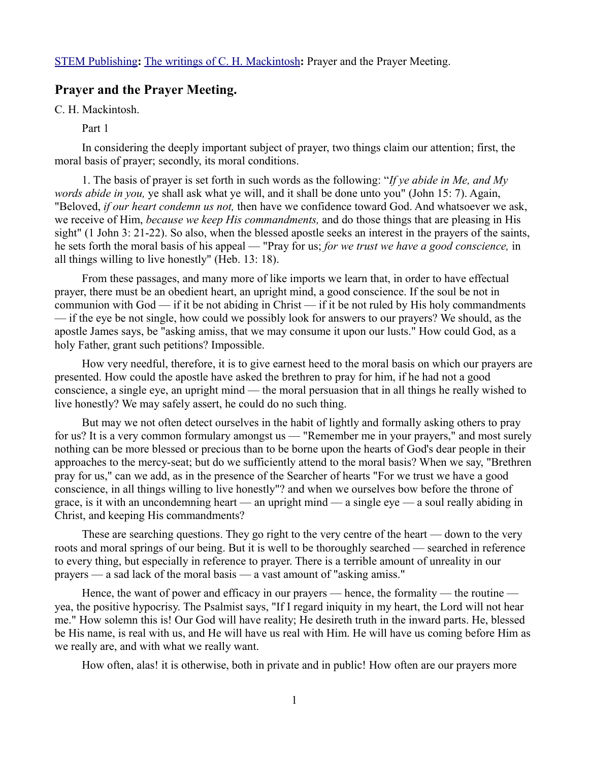[STEM Publishing](#): [The writings of C. H. Mackintosh](#): Prayer and the Prayer Meeting.

## Prayer and the Prayer Meeting.

C. H. Mackintosh.

Part 1

In considering the deeply important subject of prayer, two things claim our attention; first, the moral basis of prayer; secondly, its moral conditions.

1. The basis of prayer is set forth in such words as the following: "*If ye abide in Me, and My words abide in you,* ye shall ask what ye will, and it shall be done unto you" (John 15: 7). Again, "Beloved, *if our heart condemn us not,* then have we confidence toward God. And whatsoever we ask, we receive of Him, *because we keep His commandments,* and do those things that are pleasing in His sight" (1 John 3: 21-22). So also, when the blessed apostle seeks an interest in the prayers of the saints, he sets forth the moral basis of his appeal — "Pray for us; *for we trust we have a good conscience,* in all things willing to live honestly" (Heb. 13: 18).

From these passages, and many more of like imports we learn that, in order to have effectual prayer, there must be an obedient heart, an upright mind, a good conscience. If the soul be not in communion with God — if it be not abiding in Christ — if it be not ruled by His holy commandments — if the eye be not single, how could we possibly look for answers to our prayers? We should, as the apostle James says, be "asking amiss, that we may consume it upon our lusts." How could God, as a holy Father, grant such petitions? Impossible.

How very needful, therefore, it is to give earnest heed to the moral basis on which our prayers are presented. How could the apostle have asked the brethren to pray for him, if he had not a good conscience, a single eye, an upright mind — the moral persuasion that in all things he really wished to live honestly? We may safely assert, he could do no such thing.

But may we not often detect ourselves in the habit of lightly and formally asking others to pray for us? It is a very common formulary amongst us — "Remember me in your prayers," and most surely nothing can be more blessed or precious than to be borne upon the hearts of God's dear people in their approaches to the mercy-seat; but do we sufficiently attend to the moral basis? When we say, "Brethren pray for us," can we add, as in the presence of the Searcher of hearts "For we trust we have a good conscience, in all things willing to live honestly"? and when we ourselves bow before the throne of grace, is it with an uncondemning heart — an upright mind — a single eye — a soul really abiding in Christ, and keeping His commandments?

These are searching questions. They go right to the very centre of the heart — down to the very roots and moral springs of our being. But it is well to be thoroughly searched — searched in reference to every thing, but especially in reference to prayer. There is a terrible amount of unreality in our prayers — a sad lack of the moral basis — a vast amount of "asking amiss."

Hence, the want of power and efficacy in our prayers — hence, the formality — the routine — yea, the positive hypocrisy. The Psalmist says, "If I regard iniquity in my heart, the Lord will not hear me." How solemn this is! Our God will have reality; He desireth truth in the inward parts. He, blessed be His name, is real with us, and He will have us real with Him. He will have us coming before Him as we really are, and with what we really want.

How often, alas! it is otherwise, both in private and in public! How often are our prayers more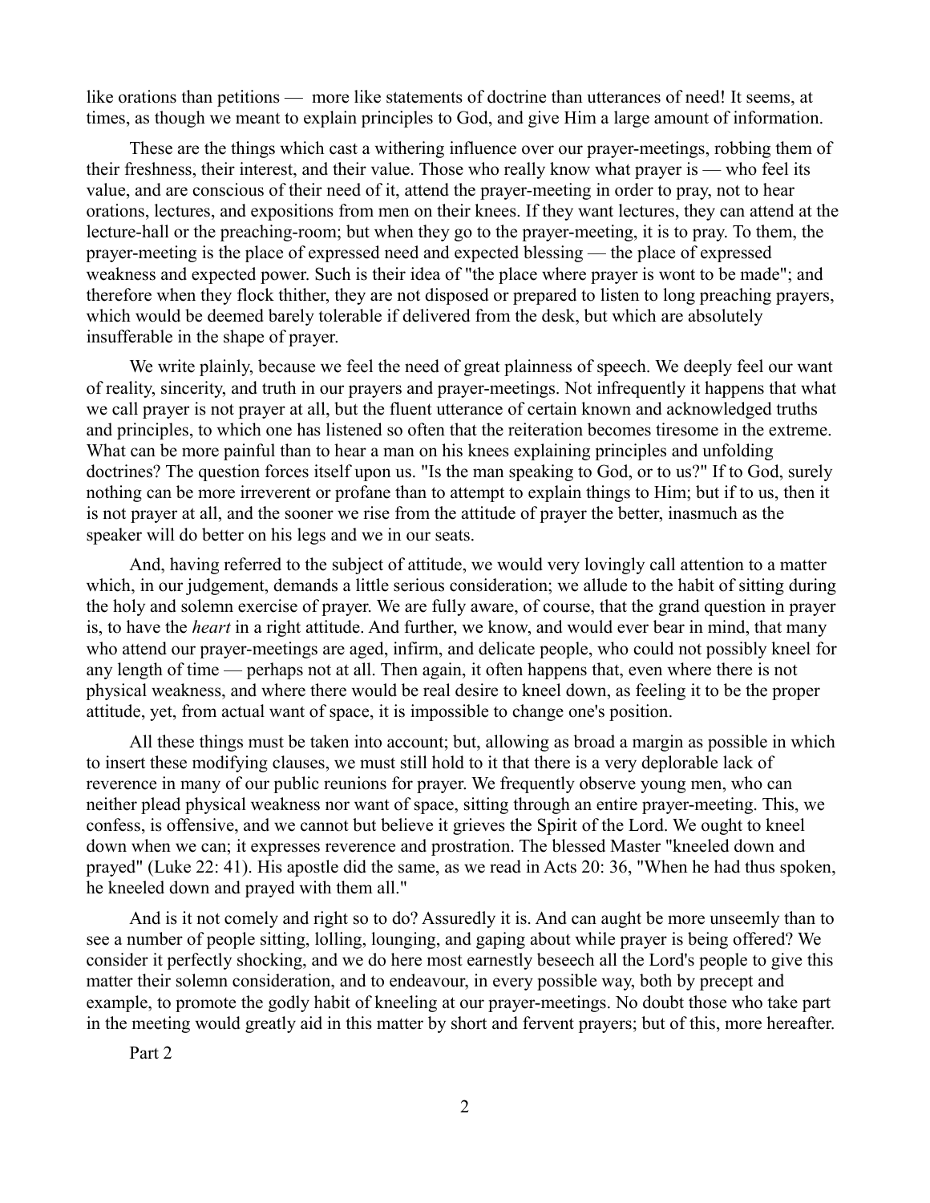like orations than petitions — more like statements of doctrine than utterances of need! It seems, at times, as though we meant to explain principles to God, and give Him a large amount of information.

These are the things which cast a withering influence over our prayer-meetings, robbing them of their freshness, their interest, and their value. Those who really know what prayer is — who feel its value, and are conscious of their need of it, attend the prayer-meeting in order to pray, not to hear orations, lectures, and expositions from men on their knees. If they want lectures, they can attend at the lecture-hall or the preaching-room; but when they go to the prayer-meeting, it is to pray. To them, the prayer-meeting is the place of expressed need and expected blessing — the place of expressed weakness and expected power. Such is their idea of "the place where prayer is wont to be made"; and therefore when they flock thither, they are not disposed or prepared to listen to long preaching prayers, which would be deemed barely tolerable if delivered from the desk, but which are absolutely insufferable in the shape of prayer.

We write plainly, because we feel the need of great plainness of speech. We deeply feel our want of reality, sincerity, and truth in our prayers and prayer-meetings. Not infrequently it happens that what we call prayer is not prayer at all, but the fluent utterance of certain known and acknowledged truths and principles, to which one has listened so often that the reiteration becomes tiresome in the extreme. What can be more painful than to hear a man on his knees explaining principles and unfolding doctrines? The question forces itself upon us. "Is the man speaking to God, or to us?" If to God, surely nothing can be more irreverent or profane than to attempt to explain things to Him; but if to us, then it is not prayer at all, and the sooner we rise from the attitude of prayer the better, inasmuch as the speaker will do better on his legs and we in our seats.

And, having referred to the subject of attitude, we would very lovingly call attention to a matter which, in our judgement, demands a little serious consideration; we allude to the habit of sitting during the holy and solemn exercise of prayer. We are fully aware, of course, that the grand question in prayer is, to have the *heart* in a right attitude. And further, we know, and would ever bear in mind, that many who attend our prayer-meetings are aged, infirm, and delicate people, who could not possibly kneel for any length of time — perhaps not at all. Then again, it often happens that, even where there is not physical weakness, and where there would be real desire to kneel down, as feeling it to be the proper attitude, yet, from actual want of space, it is impossible to change one's position.

All these things must be taken into account; but, allowing as broad a margin as possible in which to insert these modifying clauses, we must still hold to it that there is a very deplorable lack of reverence in many of our public reunions for prayer. We frequently observe young men, who can neither plead physical weakness nor want of space, sitting through an entire prayer-meeting. This, we confess, is offensive, and we cannot but believe it grieves the Spirit of the Lord. We ought to kneel down when we can; it expresses reverence and prostration. The blessed Master "kneeled down and prayed" (Luke 22: 41). His apostle did the same, as we read in Acts 20: 36, "When he had thus spoken, he kneeled down and prayed with them all."

And is it not comely and right so to do? Assuredly it is. And can aught be more unseemly than to see a number of people sitting, lolling, lounging, and gaping about while prayer is being offered? We consider it perfectly shocking, and we do here most earnestly beseech all the Lord's people to give this matter their solemn consideration, and to endeavour, in every possible way, both by precept and example, to promote the godly habit of kneeling at our prayer-meetings. No doubt those who take part in the meeting would greatly aid in this matter by short and fervent prayers; but of this, more hereafter.

Part 2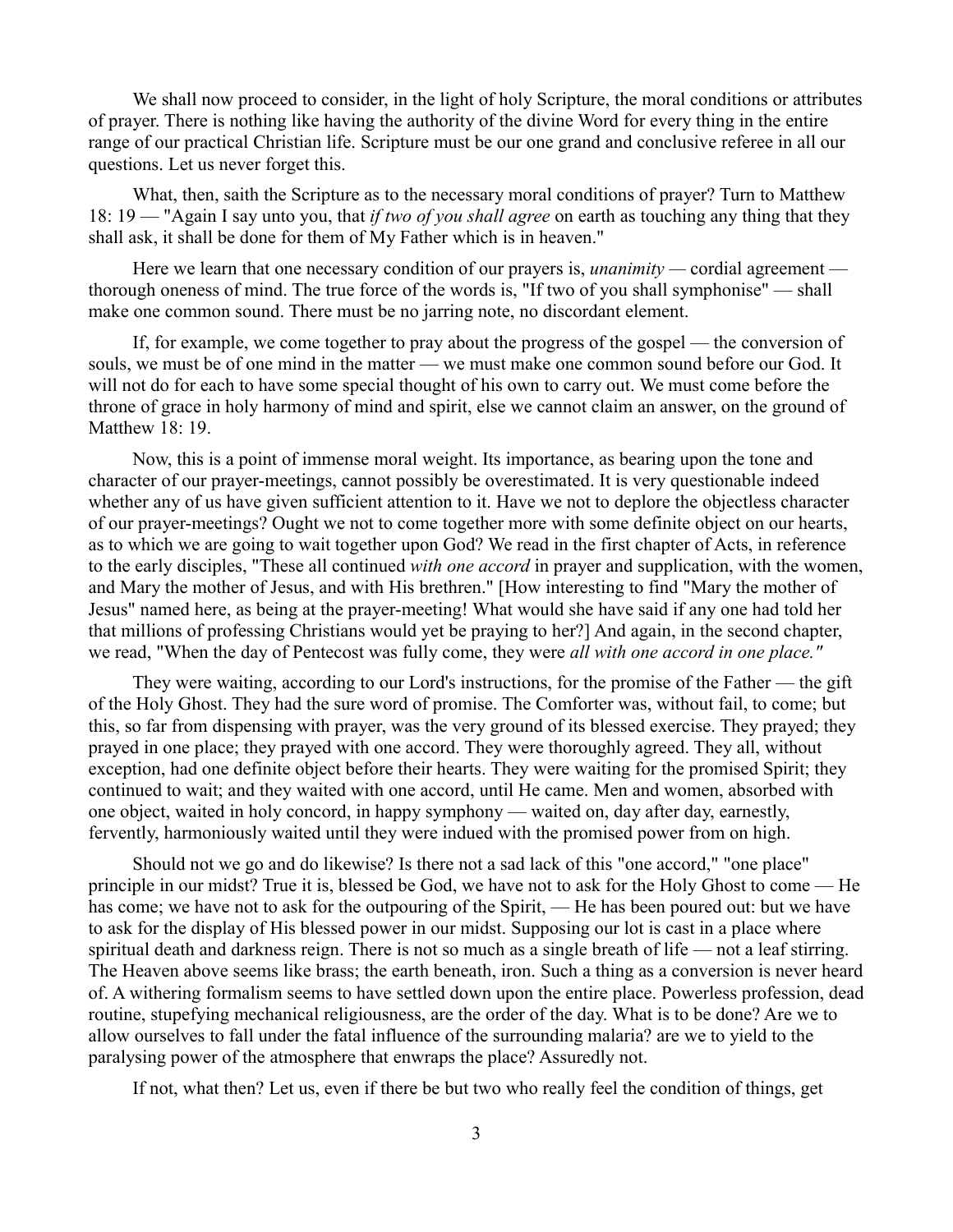We shall now proceed to consider, in the light of holy Scripture, the moral conditions or attributes of prayer. There is nothing like having the authority of the divine Word for every thing in the entire range of our practical Christian life. Scripture must be our one grand and conclusive referee in all our questions. Let us never forget this.

What, then, saith the Scripture as to the necessary moral conditions of prayer? Turn to Matthew 18: 19 — "Again I say unto you, that *if two of you shall agree* on earth as touching any thing that they shall ask, it shall be done for them of My Father which is in heaven."

Here we learn that one necessary condition of our prayers is, *unanimity* — cordial agreement — thorough oneness of mind. The true force of the words is, "If two of you shall symphonise" — shall make one common sound. There must be no jarring note, no discordant element.

If, for example, we come together to pray about the progress of the gospel — the conversion of souls, we must be of one mind in the matter — we must make one common sound before our God. It will not do for each to have some special thought of his own to carry out. We must come before the throne of grace in holy harmony of mind and spirit, else we cannot claim an answer, on the ground of Matthew 18: 19.

Now, this is a point of immense moral weight. Its importance, as bearing upon the tone and character of our prayer-meetings, cannot possibly be overestimated. It is very questionable indeed whether any of us have given sufficient attention to it. Have we not to deplore the objectless character of our prayer-meetings? Ought we not to come together more with some definite object on our hearts, as to which we are going to wait together upon God? We read in the first chapter of Acts, in reference to the early disciples, "These all continued *with one accord* in prayer and supplication, with the women, and Mary the mother of Jesus, and with His brethren." [How interesting to find "Mary the mother of Jesus" named here, as being at the prayer-meeting! What would she have said if any one had told her that millions of professing Christians would yet be praying to her?] And again, in the second chapter, we read, "When the day of Pentecost was fully come, they were *all with one accord in one place."*

They were waiting, according to our Lord's instructions, for the promise of the Father — the gift of the Holy Ghost. They had the sure word of promise. The Comforter was, without fail, to come; but this, so far from dispensing with prayer, was the very ground of its blessed exercise. They prayed; they prayed in one place; they prayed with one accord. They were thoroughly agreed. They all, without exception, had one definite object before their hearts. They were waiting for the promised Spirit; they continued to wait; and they waited with one accord, until He came. Men and women, absorbed with one object, waited in holy concord, in happy symphony — waited on, day after day, earnestly, fervently, harmoniously waited until they were indued with the promised power from on high.

Should not we go and do likewise? Is there not a sad lack of this "one accord," "one place" principle in our midst? True it is, blessed be God, we have not to ask for the Holy Ghost to come — He has come; we have not to ask for the outpouring of the Spirit, — He has been poured out: but we have to ask for the display of His blessed power in our midst. Supposing our lot is cast in a place where spiritual death and darkness reign. There is not so much as a single breath of life — not a leaf stirring. The Heaven above seems like brass; the earth beneath, iron. Such a thing as a conversion is never heard of. A withering formalism seems to have settled down upon the entire place. Powerless profession, dead routine, stupefying mechanical religiousness, are the order of the day. What is to be done? Are we to allow ourselves to fall under the fatal influence of the surrounding malaria? are we to yield to the paralysing power of the atmosphere that enwraps the place? Assuredly not.

If not, what then? Let us, even if there be but two who really feel the condition of things, get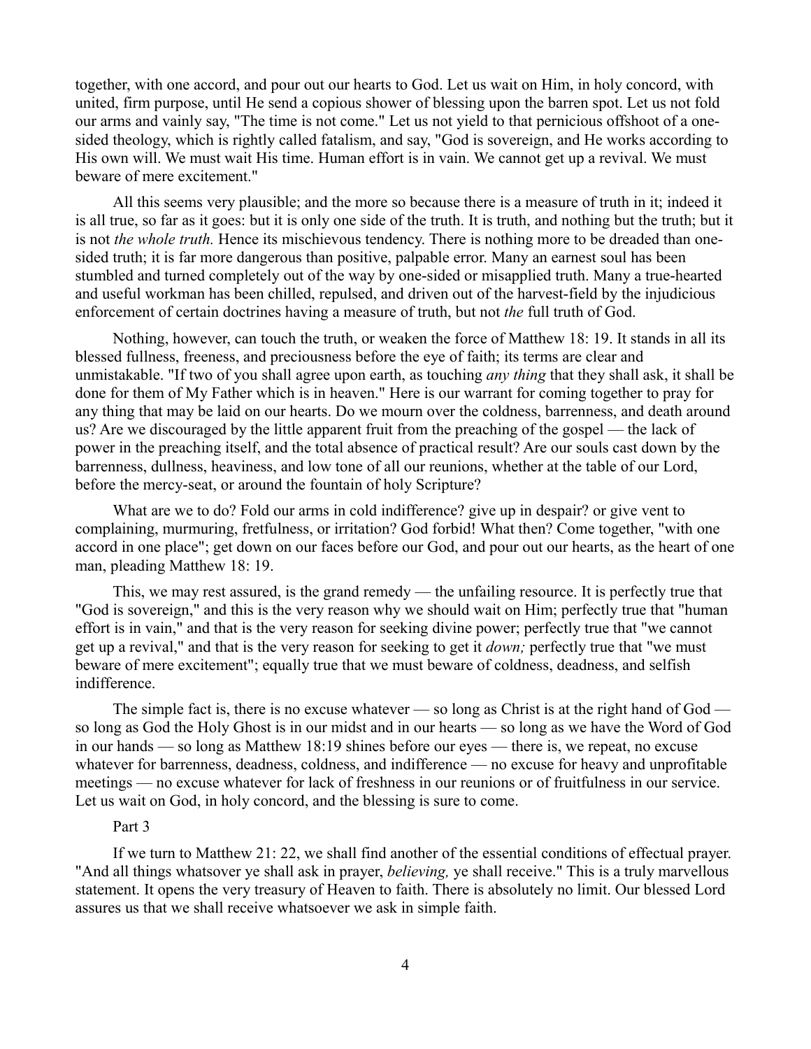together, with one accord, and pour out our hearts to God. Let us wait on Him, in holy concord, with united, firm purpose, until He send a copious shower of blessing upon the barren spot. Let us not fold our arms and vainly say, "The time is not come." Let us not yield to that pernicious offshoot of a one-sided theology, which is rightly called fatalism, and say, "God is sovereign, and He works according to His own will. We must wait His time. Human effort is in vain. We cannot get up a revival. We must beware of mere excitement."

All this seems very plausible; and the more so because there is a measure of truth in it; indeed it is all true, so far as it goes: but it is only one side of the truth. It is truth, and nothing but the truth; but it is not *the whole truth.* Hence its mischievous tendency. There is nothing more to be dreaded than one-sided truth; it is far more dangerous than positive, palpable error. Many an earnest soul has been stumbled and turned completely out of the way by one-sided or misapplied truth. Many a true-hearted and useful workman has been chilled, repulsed, and driven out of the harvest-field by the injudicious enforcement of certain doctrines having a measure of truth, but not *the* full truth of God.

Nothing, however, can touch the truth, or weaken the force of Matthew 18: 19. It stands in all its blessed fullness, freeness, and preciousness before the eye of faith; its terms are clear and unmistakable. "If two of you shall agree upon earth, as touching *any thing* that they shall ask, it shall be done for them of My Father which is in heaven." Here is our warrant for coming together to pray for any thing that may be laid on our hearts. Do we mourn over the coldness, barrenness, and death around us? Are we discouraged by the little apparent fruit from the preaching of the gospel — the lack of power in the preaching itself, and the total absence of practical result? Are our souls cast down by the barrenness, dullness, heaviness, and low tone of all our reunions, whether at the table of our Lord, before the mercy-seat, or around the fountain of holy Scripture?

What are we to do? Fold our arms in cold indifference? give up in despair? or give vent to complaining, murmuring, fretfulness, or irritation? God forbid! What then? Come together, "with one accord in one place"; get down on our faces before our God, and pour out our hearts, as the heart of one man, pleading Matthew 18: 19.

This, we may rest assured, is the grand remedy — the unfailing resource. It is perfectly true that "God is sovereign," and this is the very reason why we should wait on Him; perfectly true that "human effort is in vain," and that is the very reason for seeking divine power; perfectly true that "we cannot get up a revival," and that is the very reason for seeking to get it *down;* perfectly true that "we must beware of mere excitement"; equally true that we must beware of coldness, deadness, and selfish indifference.

The simple fact is, there is no excuse whatever — so long as Christ is at the right hand of God — so long as God the Holy Ghost is in our midst and in our hearts — so long as we have the Word of God in our hands — so long as Matthew 18:19 shines before our eyes — there is, we repeat, no excuse whatever for barrenness, deadness, coldness, and indifference — no excuse for heavy and unprofitable meetings — no excuse whatever for lack of freshness in our reunions or of fruitfulness in our service. Let us wait on God, in holy concord, and the blessing is sure to come.

Part 3

If we turn to Matthew 21: 22, we shall find another of the essential conditions of effectual prayer. "And all things whatsover ye shall ask in prayer, *believing,* ye shall receive." This is a truly marvellous statement. It opens the very treasury of Heaven to faith. There is absolutely no limit. Our blessed Lord assures us that we shall receive whatsoever we ask in simple faith.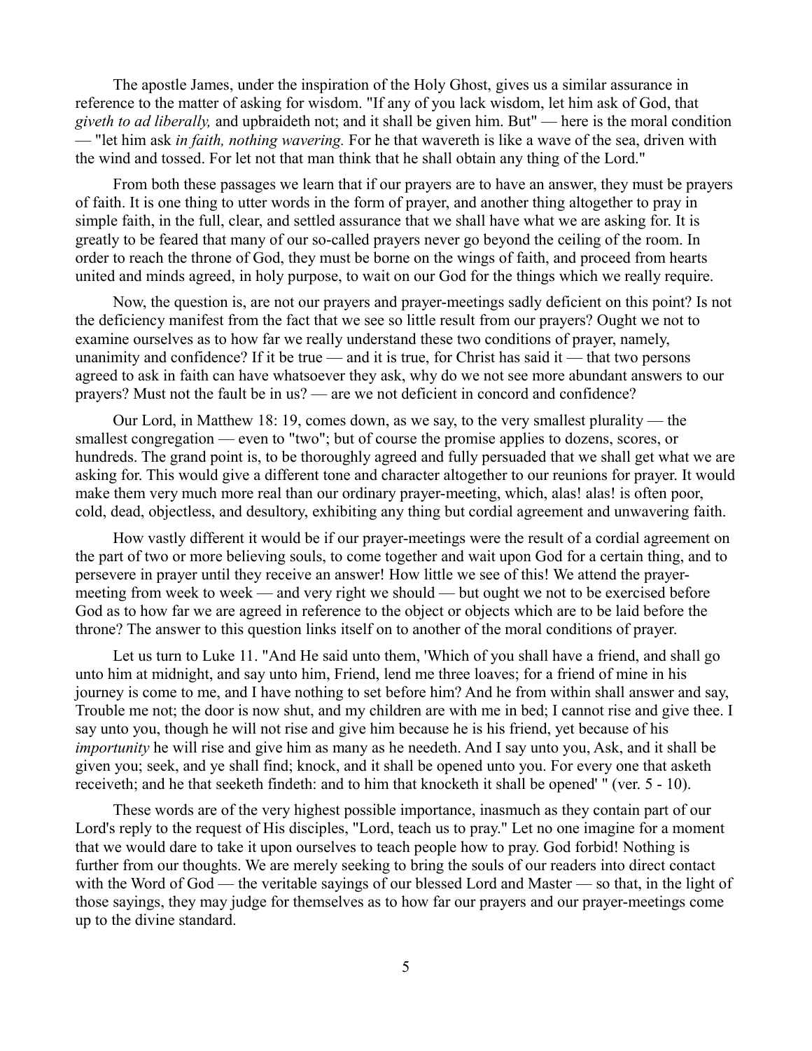The apostle James, under the inspiration of the Holy Ghost, gives us a similar assurance in reference to the matter of asking for wisdom. "If any of you lack wisdom, let him ask of God, that *giveth to ad liberally,* and upbraideth not; and it shall be given him. But" — here is the moral condition — "let him ask *in faith, nothing wavering.* For he that wavereth is like a wave of the sea, driven with the wind and tossed. For let not that man think that he shall obtain any thing of the Lord."

From both these passages we learn that if our prayers are to have an answer, they must be prayers of faith. It is one thing to utter words in the form of prayer, and another thing altogether to pray in simple faith, in the full, clear, and settled assurance that we shall have what we are asking for. It is greatly to be feared that many of our so-called prayers never go beyond the ceiling of the room. In order to reach the throne of God, they must be borne on the wings of faith, and proceed from hearts united and minds agreed, in holy purpose, to wait on our God for the things which we really require.

Now, the question is, are not our prayers and prayer-meetings sadly deficient on this point? Is not the deficiency manifest from the fact that we see so little result from our prayers? Ought we not to examine ourselves as to how far we really understand these two conditions of prayer, namely, unanimity and confidence? If it be true — and it is true, for Christ has said it — that two persons agreed to ask in faith can have whatsoever they ask, why do we not see more abundant answers to our prayers? Must not the fault be in us? — are we not deficient in concord and confidence?

Our Lord, in Matthew 18: 19, comes down, as we say, to the very smallest plurality — the smallest congregation — even to "two"; but of course the promise applies to dozens, scores, or hundreds. The grand point is, to be thoroughly agreed and fully persuaded that we shall get what we are asking for. This would give a different tone and character altogether to our reunions for prayer. It would make them very much more real than our ordinary prayer-meeting, which, alas! alas! is often poor, cold, dead, objectless, and desultory, exhibiting any thing but cordial agreement and unwavering faith.

How vastly different it would be if our prayer-meetings were the result of a cordial agreement on the part of two or more believing souls, to come together and wait upon God for a certain thing, and to persevere in prayer until they receive an answer! How little we see of this! We attend the prayer-meeting from week to week — and very right we should — but ought we not to be exercised before God as to how far we are agreed in reference to the object or objects which are to be laid before the throne? The answer to this question links itself on to another of the moral conditions of prayer.

Let us turn to Luke 11. "And He said unto them, 'Which of you shall have a friend, and shall go unto him at midnight, and say unto him, Friend, lend me three loaves; for a friend of mine in his journey is come to me, and I have nothing to set before him? And he from within shall answer and say, Trouble me not; the door is now shut, and my children are with me in bed; I cannot rise and give thee. I say unto you, though he will not rise and give him because he is his friend, yet because of his *importunity* he will rise and give him as many as he needeth. And I say unto you, Ask, and it shall be given you; seek, and ye shall find; knock, and it shall be opened unto you. For every one that asketh receiveth; and he that seeketh findeth: and to him that knocketh it shall be opened' " (ver. 5 - 10).

These words are of the very highest possible importance, inasmuch as they contain part of our Lord's reply to the request of His disciples, "Lord, teach us to pray." Let no one imagine for a moment that we would dare to take it upon ourselves to teach people how to pray. God forbid! Nothing is further from our thoughts. We are merely seeking to bring the souls of our readers into direct contact with the Word of God — the veritable sayings of our blessed Lord and Master — so that, in the light of those sayings, they may judge for themselves as to how far our prayers and our prayer-meetings come up to the divine standard.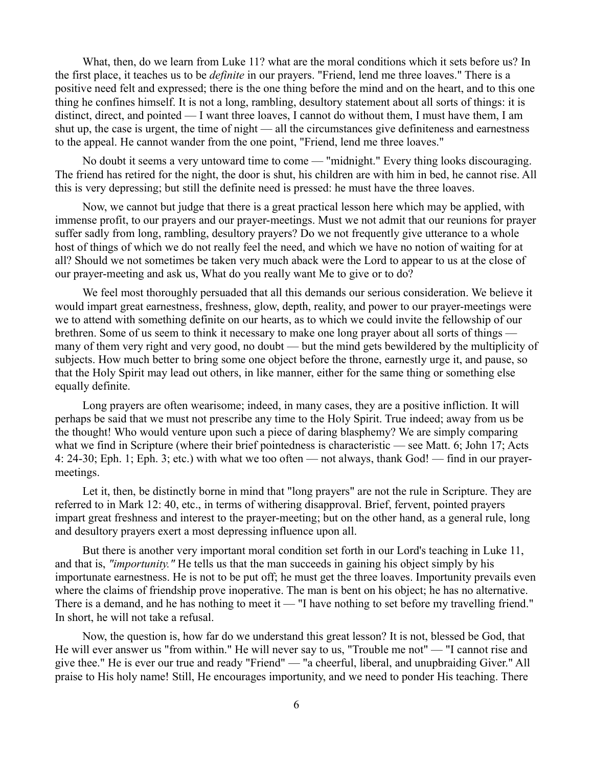What, then, do we learn from Luke 11? what are the moral conditions which it sets before us? In the first place, it teaches us to be *definite* in our prayers. "Friend, lend me three loaves." There is a positive need felt and expressed; there is the one thing before the mind and on the heart, and to this one thing he confines himself. It is not a long, rambling, desultory statement about all sorts of things: it is distinct, direct, and pointed — I want three loaves, I cannot do without them, I must have them, I am shut up, the case is urgent, the time of night — all the circumstances give definiteness and earnestness to the appeal. He cannot wander from the one point, "Friend, lend me three loaves."

No doubt it seems a very untoward time to come — "midnight." Every thing looks discouraging. The friend has retired for the night, the door is shut, his children are with him in bed, he cannot rise. All this is very depressing; but still the definite need is pressed: he must have the three loaves.

Now, we cannot but judge that there is a great practical lesson here which may be applied, with immense profit, to our prayers and our prayer-meetings. Must we not admit that our reunions for prayer suffer sadly from long, rambling, desultory prayers? Do we not frequently give utterance to a whole host of things of which we do not really feel the need, and which we have no notion of waiting for at all? Should we not sometimes be taken very much aback were the Lord to appear to us at the close of our prayer-meeting and ask us, What do you really want Me to give or to do?

We feel most thoroughly persuaded that all this demands our serious consideration. We believe it would impart great earnestness, freshness, glow, depth, reality, and power to our prayer-meetings were we to attend with something definite on our hearts, as to which we could invite the fellowship of our brethren. Some of us seem to think it necessary to make one long prayer about all sorts of things — many of them very right and very good, no doubt — but the mind gets bewildered by the multiplicity of subjects. How much better to bring some one object before the throne, earnestly urge it, and pause, so that the Holy Spirit may lead out others, in like manner, either for the same thing or something else equally definite.

Long prayers are often wearisome; indeed, in many cases, they are a positive infliction. It will perhaps be said that we must not prescribe any time to the Holy Spirit. True indeed; away from us be the thought! Who would venture upon such a piece of daring blasphemy? We are simply comparing what we find in Scripture (where their brief pointedness is characteristic — see Matt. 6; John 17; Acts 4: 24-30; Eph. 1; Eph. 3; etc.) with what we too often — not always, thank God! — find in our prayer-meetings.

Let it, then, be distinctly borne in mind that "long prayers" are not the rule in Scripture. They are referred to in Mark 12: 40, etc., in terms of withering disapproval. Brief, fervent, pointed prayers impart great freshness and interest to the prayer-meeting; but on the other hand, as a general rule, long and desultory prayers exert a most depressing influence upon all.

But there is another very important moral condition set forth in our Lord's teaching in Luke 11, and that is, *"importunity."* He tells us that the man succeeds in gaining his object simply by his importunate earnestness. He is not to be put off; he must get the three loaves. Importunity prevails even where the claims of friendship prove inoperative. The man is bent on his object; he has no alternative. There is a demand, and he has nothing to meet it — "I have nothing to set before my travelling friend." In short, he will not take a refusal.

Now, the question is, how far do we understand this great lesson? It is not, blessed be God, that He will ever answer us "from within." He will never say to us, "Trouble me not" — "I cannot rise and give thee." He is ever our true and ready "Friend" — "a cheerful, liberal, and unupbraiding Giver." All praise to His holy name! Still, He encourages importunity, and we need to ponder His teaching. There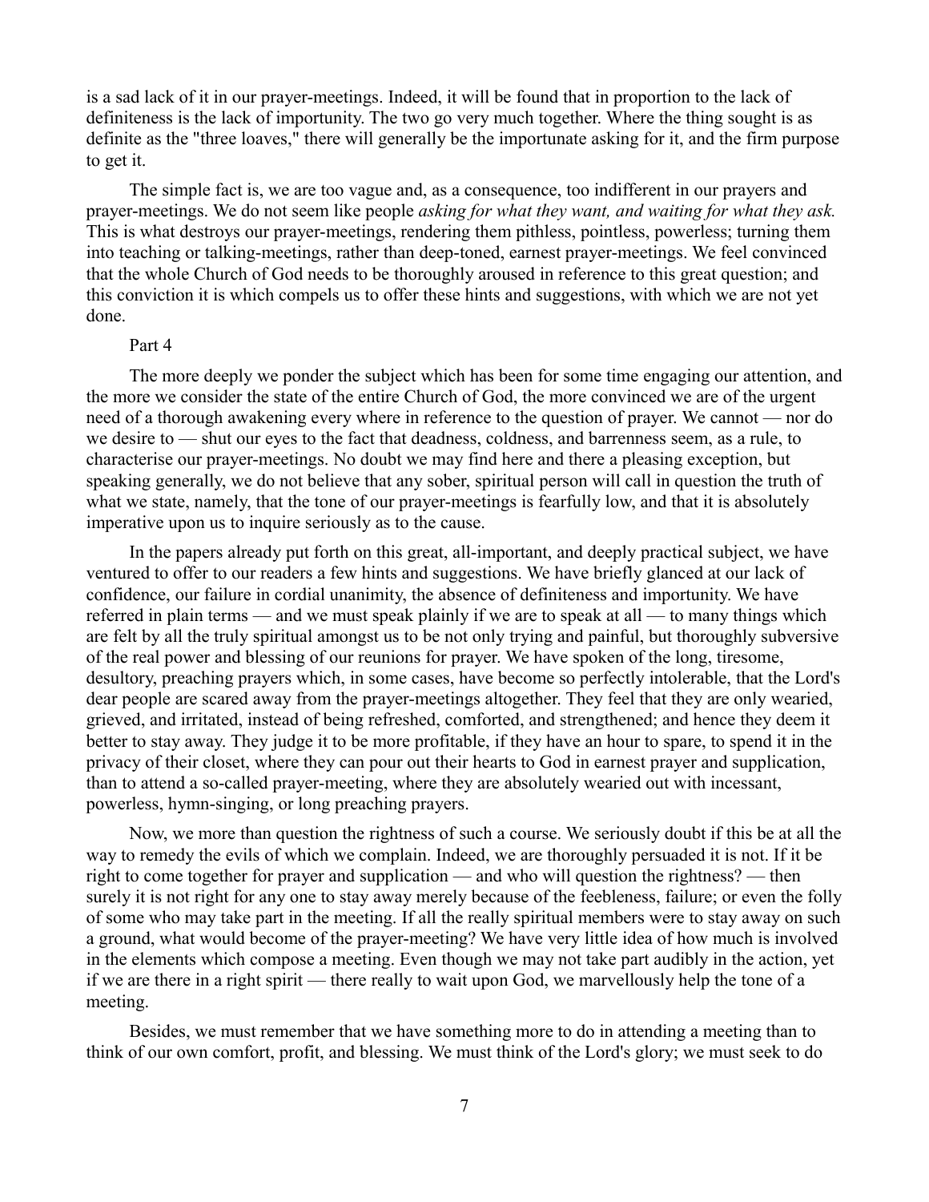is a sad lack of it in our prayer-meetings. Indeed, it will be found that in proportion to the lack of definiteness is the lack of importunity. The two go very much together. Where the thing sought is as definite as the "three loaves," there will generally be the importunate asking for it, and the firm purpose to get it.

The simple fact is, we are too vague and, as a consequence, too indifferent in our prayers and prayer-meetings. We do not seem like people *asking for what they want, and waiting for what they ask.* This is what destroys our prayer-meetings, rendering them pithless, pointless, powerless; turning them into teaching or talking-meetings, rather than deep-toned, earnest prayer-meetings. We feel convinced that the whole Church of God needs to be thoroughly aroused in reference to this great question; and this conviction it is which compels us to offer these hints and suggestions, with which we are not yet done.

## Part 4

The more deeply we ponder the subject which has been for some time engaging our attention, and the more we consider the state of the entire Church of God, the more convinced we are of the urgent need of a thorough awakening every where in reference to the question of prayer. We cannot — nor do we desire to — shut our eyes to the fact that deadness, coldness, and barrenness seem, as a rule, to characterise our prayer-meetings. No doubt we may find here and there a pleasing exception, but speaking generally, we do not believe that any sober, spiritual person will call in question the truth of what we state, namely, that the tone of our prayer-meetings is fearfully low, and that it is absolutely imperative upon us to inquire seriously as to the cause.

In the papers already put forth on this great, all-important, and deeply practical subject, we have ventured to offer to our readers a few hints and suggestions. We have briefly glanced at our lack of confidence, our failure in cordial unanimity, the absence of definiteness and importunity. We have referred in plain terms — and we must speak plainly if we are to speak at all — to many things which are felt by all the truly spiritual amongst us to be not only trying and painful, but thoroughly subversive of the real power and blessing of our reunions for prayer. We have spoken of the long, tiresome, desultory, preaching prayers which, in some cases, have become so perfectly intolerable, that the Lord's dear people are scared away from the prayer-meetings altogether. They feel that they are only wearied, grieved, and irritated, instead of being refreshed, comforted, and strengthened; and hence they deem it better to stay away. They judge it to be more profitable, if they have an hour to spare, to spend it in the privacy of their closet, where they can pour out their hearts to God in earnest prayer and supplication, than to attend a so-called prayer-meeting, where they are absolutely wearied out with incessant, powerless, hymn-singing, or long preaching prayers.

Now, we more than question the rightness of such a course. We seriously doubt if this be at all the way to remedy the evils of which we complain. Indeed, we are thoroughly persuaded it is not. If it be right to come together for prayer and supplication — and who will question the rightness? — then surely it is not right for any one to stay away merely because of the feebleness, failure; or even the folly of some who may take part in the meeting. If all the really spiritual members were to stay away on such a ground, what would become of the prayer-meeting? We have very little idea of how much is involved in the elements which compose a meeting. Even though we may not take part audibly in the action, yet if we are there in a right spirit — there really to wait upon God, we marvellously help the tone of a meeting.

Besides, we must remember that we have something more to do in attending a meeting than to think of our own comfort, profit, and blessing. We must think of the Lord's glory; we must seek to do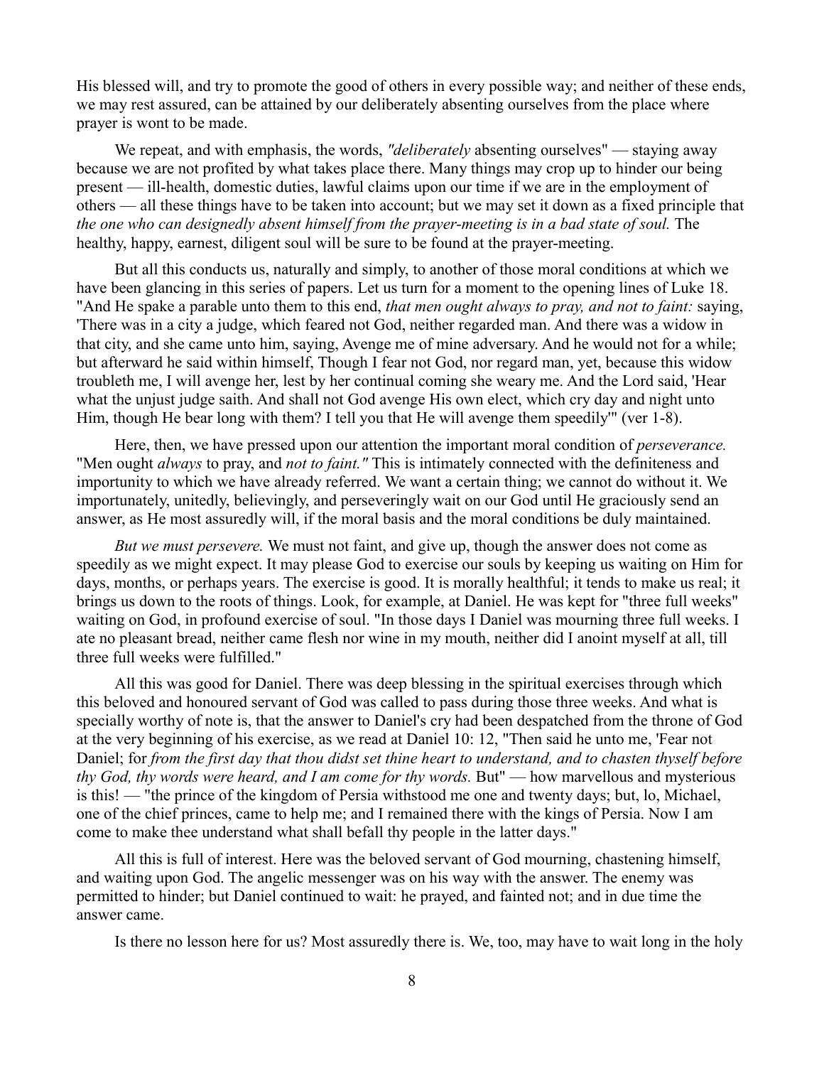His blessed will, and try to promote the good of others in every possible way; and neither of these ends, we may rest assured, can be attained by our deliberately absenting ourselves from the place where prayer is wont to be made.

We repeat, and with emphasis, the words, *"deliberately* absenting ourselves" — staying away because we are not profited by what takes place there. Many things may crop up to hinder our being present — ill-health, domestic duties, lawful claims upon our time if we are in the employment of others — all these things have to be taken into account; but we may set it down as a fixed principle that *the one who can designedly absent himself from the prayer-meeting is in a bad state of soul.* The healthy, happy, earnest, diligent soul will be sure to be found at the prayer-meeting.

But all this conducts us, naturally and simply, to another of those moral conditions at which we have been glancing in this series of papers. Let us turn for a moment to the opening lines of Luke 18. "And He spake a parable unto them to this end, *that men ought always to pray, and not to faint:* saying, 'There was in a city a judge, which feared not God, neither regarded man. And there was a widow in that city, and she came unto him, saying, Avenge me of mine adversary. And he would not for a while; but afterward he said within himself, Though I fear not God, nor regard man, yet, because this widow troubleth me, I will avenge her, lest by her continual coming she weary me. And the Lord said, 'Hear what the unjust judge saith. And shall not God avenge His own elect, which cry day and night unto Him, though He bear long with them? I tell you that He will avenge them speedily'" (ver 1-8).

Here, then, we have pressed upon our attention the important moral condition of *perseverance.* "Men ought *always* to pray, and *not to faint."* This is intimately connected with the definiteness and importunity to which we have already referred. We want a certain thing; we cannot do without it. We importunately, unitedly, believingly, and perseveringly wait on our God until He graciously send an answer, as He most assuredly will, if the moral basis and the moral conditions be duly maintained.

*But we must persevere.* We must not faint, and give up, though the answer does not come as speedily as we might expect. It may please God to exercise our souls by keeping us waiting on Him for days, months, or perhaps years. The exercise is good. It is morally healthful; it tends to make us real; it brings us down to the roots of things. Look, for example, at Daniel. He was kept for "three full weeks" waiting on God, in profound exercise of soul. "In those days I Daniel was mourning three full weeks. I ate no pleasant bread, neither came flesh nor wine in my mouth, neither did I anoint myself at all, till three full weeks were fulfilled."

All this was good for Daniel. There was deep blessing in the spiritual exercises through which this beloved and honoured servant of God was called to pass during those three weeks. And what is specially worthy of note is, that the answer to Daniel's cry had been despatched from the throne of God at the very beginning of his exercise, as we read at Daniel 10: 12, "Then said he unto me, 'Fear not Daniel; for *from the first day that thou didst set thine heart to understand, and to chasten thyself before thy God, thy words were heard, and I am come for thy words.* But" — how marvellous and mysterious is this! — "the prince of the kingdom of Persia withstood me one and twenty days; but, lo, Michael, one of the chief princes, came to help me; and I remained there with the kings of Persia. Now I am come to make thee understand what shall befall thy people in the latter days."

All this is full of interest. Here was the beloved servant of God mourning, chastening himself, and waiting upon God. The angelic messenger was on his way with the answer. The enemy was permitted to hinder; but Daniel continued to wait: he prayed, and fainted not; and in due time the answer came.

Is there no lesson here for us? Most assuredly there is. We, too, may have to wait long in the holy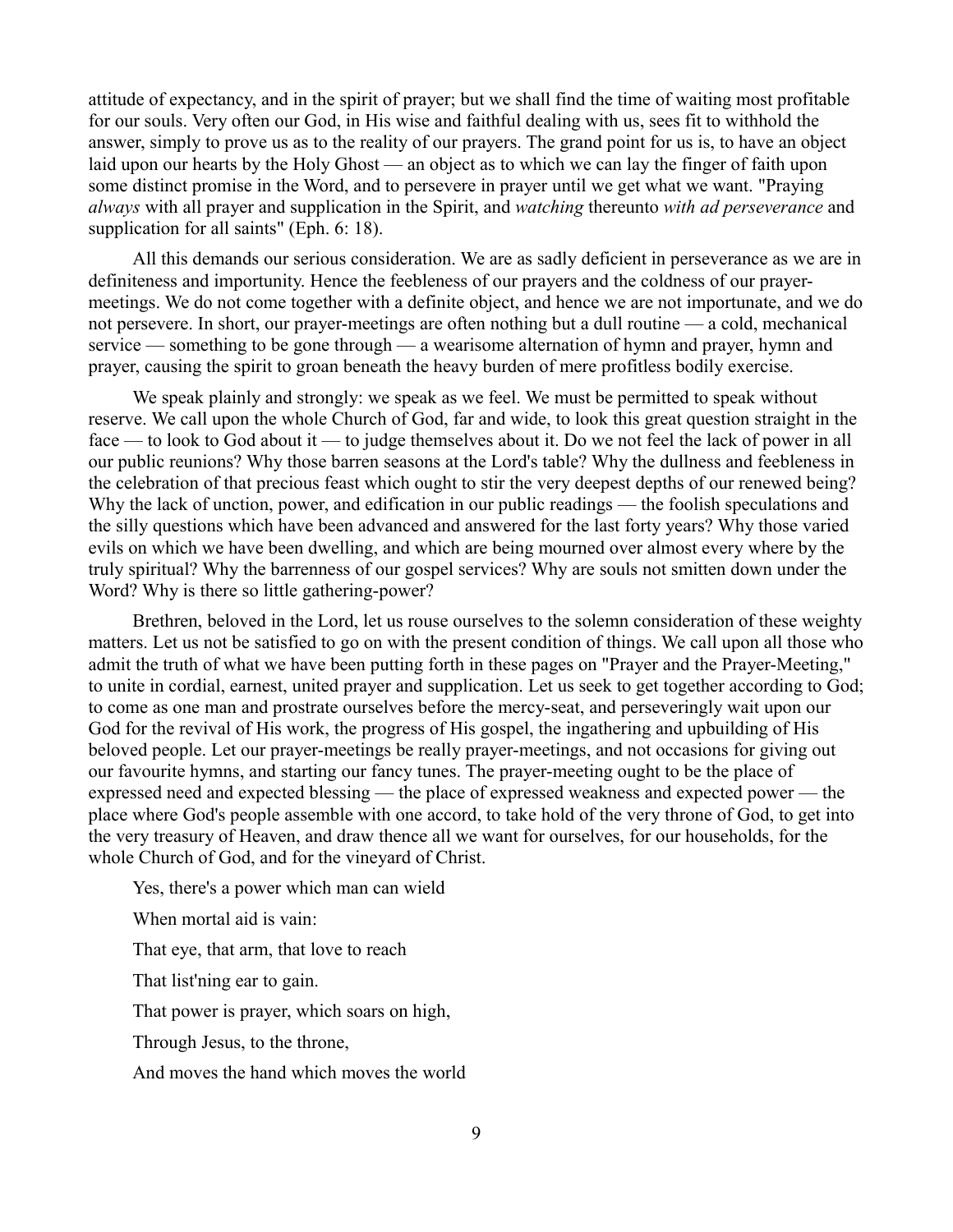attitude of expectancy, and in the spirit of prayer; but we shall find the time of waiting most profitable for our souls. Very often our God, in His wise and faithful dealing with us, sees fit to withhold the answer, simply to prove us as to the reality of our prayers. The grand point for us is, to have an object laid upon our hearts by the Holy Ghost — an object as to which we can lay the finger of faith upon some distinct promise in the Word, and to persevere in prayer until we get what we want. "Praying *always* with all prayer and supplication in the Spirit, and *watching* thereunto *with ad perseverance* and supplication for all saints" (Eph. 6: 18).

All this demands our serious consideration. We are as sadly deficient in perseverance as we are in definiteness and importunity. Hence the feebleness of our prayers and the coldness of our prayer-meetings. We do not come together with a definite object, and hence we are not importunate, and we do not persevere. In short, our prayer-meetings are often nothing but a dull routine — a cold, mechanical service — something to be gone through — a wearisome alternation of hymn and prayer, hymn and prayer, causing the spirit to groan beneath the heavy burden of mere profitless bodily exercise.

We speak plainly and strongly: we speak as we feel. We must be permitted to speak without reserve. We call upon the whole Church of God, far and wide, to look this great question straight in the face — to look to God about it — to judge themselves about it. Do we not feel the lack of power in all our public reunions? Why those barren seasons at the Lord's table? Why the dullness and feebleness in the celebration of that precious feast which ought to stir the very deepest depths of our renewed being? Why the lack of unction, power, and edification in our public readings — the foolish speculations and the silly questions which have been advanced and answered for the last forty years? Why those varied evils on which we have been dwelling, and which are being mourned over almost every where by the truly spiritual? Why the barrenness of our gospel services? Why are souls not smitten down under the Word? Why is there so little gathering-power?

Brethren, beloved in the Lord, let us rouse ourselves to the solemn consideration of these weighty matters. Let us not be satisfied to go on with the present condition of things. We call upon all those who admit the truth of what we have been putting forth in these pages on "Prayer and the Prayer-Meeting," to unite in cordial, earnest, united prayer and supplication. Let us seek to get together according to God; to come as one man and prostrate ourselves before the mercy-seat, and perseveringly wait upon our God for the revival of His work, the progress of His gospel, the ingathering and upbuilding of His beloved people. Let our prayer-meetings be really prayer-meetings, and not occasions for giving out our favourite hymns, and starting our fancy tunes. The prayer-meeting ought to be the place of expressed need and expected blessing — the place of expressed weakness and expected power — the place where God's people assemble with one accord, to take hold of the very throne of God, to get into the very treasury of Heaven, and draw thence all we want for ourselves, for our households, for the whole Church of God, and for the vineyard of Christ.

Yes, there's a power which man can wield

When mortal aid is vain:

That eye, that arm, that love to reach

That list'ning ear to gain.

That power is prayer, which soars on high,

Through Jesus, to the throne,

And moves the hand which moves the world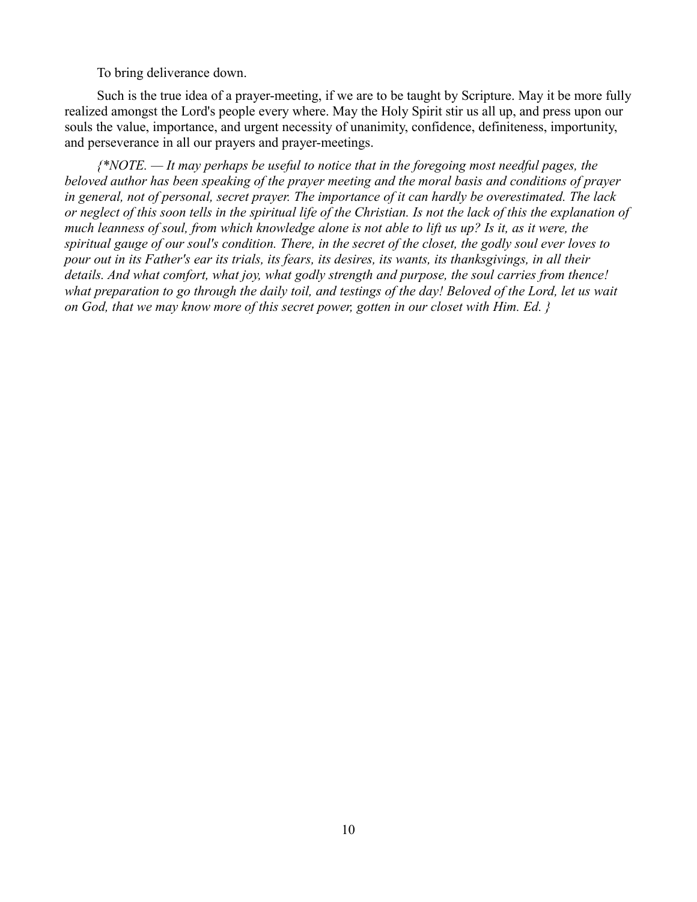To bring deliverance down.

Such is the true idea of a prayer-meeting, if we are to be taught by Scripture. May it be more fully realized amongst the Lord's people every where. May the Holy Spirit stir us all up, and press upon our souls the value, importance, and urgent necessity of unanimity, confidence, definiteness, importunity, and perseverance in all our prayers and prayer-meetings.

*{*NOTE. — It may perhaps be useful to notice that in the foregoing most needful pages, the beloved author has been speaking of the prayer meeting and the moral basis and conditions of prayer in general, not of personal, secret prayer. The importance of it can hardly be overestimated. The lack or neglect of this soon tells in the spiritual life of the Christian. Is not the lack of this the explanation of much leanness of soul, from which knowledge alone is not able to lift us up? Is it, as it were, the spiritual gauge of our soul's condition. There, in the secret of the closet, the godly soul ever loves to pour out in its Father's ear its trials, its fears, its desires, its wants, its thanksgivings, in all their details. And what comfort, what joy, what godly strength and purpose, the soul carries from thence! what preparation to go through the daily toil, and testings of the day! Beloved of the Lord, let us wait on God, that we may know more of this secret power, gotten in our closet with Him. Ed. }*